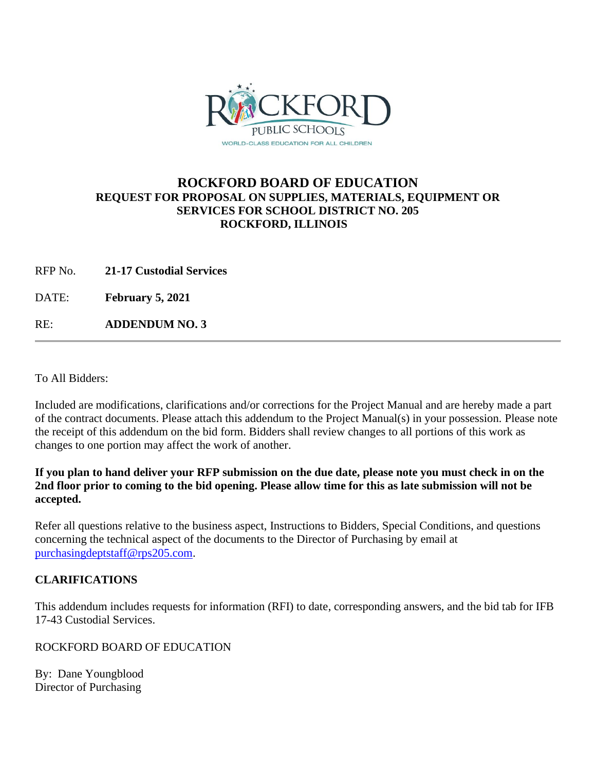# ROCKFORD BOARD OF EDUCATION

### REQUEST FOR PROPOSAL ON SUPPLIES, MATERIALS, EQUIPMENT OR SERVICES FOR SCHOOL DISTRICT NO. 205 ROCKFORD, ILLINOIS

RFP No. **21-17 Custodial Services**

DATE: **February 5, 2021**

RE: **ADDENDUM NO. 3**

---

To All Bidders:

Included are modifications, clarifications and/or corrections for the Project Manual and are hereby made a part of the contract documents. Please attach this addendum to the Project Manual(s) in your possession. Please note the receipt of this addendum on the bid form. Bidders shall review changes to all portions of this work as changes to one portion may affect the work of another.

**If you plan to hand deliver your RFP submission on the due date, please note you must check in on the 2nd floor prior to coming to the bid opening. Please allow time for this as late submission will not be accepted.**

Refer all questions relative to the business aspect, Instructions to Bidders, Special Conditions, and questions concerning the technical aspect of the documents to the Director of Purchasing by email at purchasingdeptstaff@rps205.com.

**CLARIFICATIONS**

This addendum includes requests for information (RFI) to date, corresponding answers, and the bid tab for IFB 17-43 Custodial Services.

ROCKFORD BOARD OF EDUCATION

By: Dane Youngblood
Director of Purchasing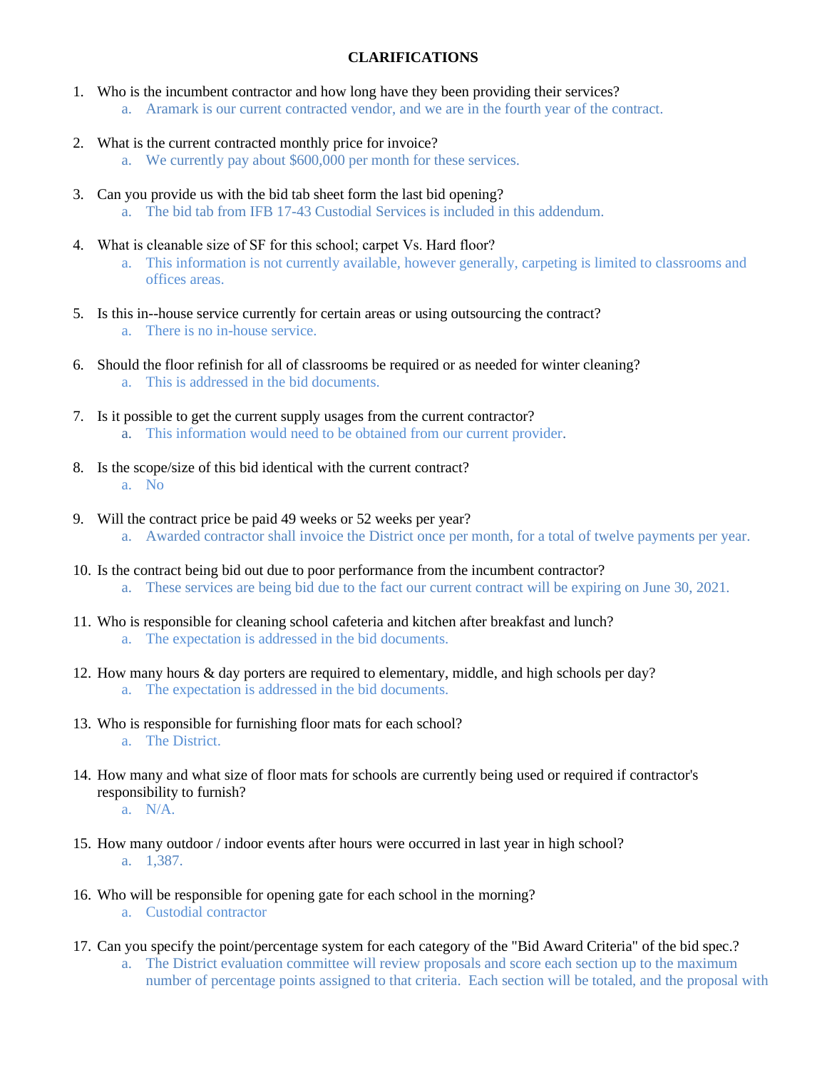**CLARIFICATIONS**

1. Who is the incumbent contractor and how long have they been providing their services?
    a. Aramark is our current contracted vendor, and we are in the fourth year of the contract.

2. What is the current contracted monthly price for invoice?
    a. We currently pay about $600,000 per month for these services.

3. Can you provide us with the bid tab sheet form the last bid opening?
    a. The bid tab from IFB 17-43 Custodial Services is included in this addendum.

4. What is cleanable size of SF for this school; carpet Vs. Hard floor?
    a. This information is not currently available, however generally, carpeting is limited to classrooms and offices areas.

5. Is this in--house service currently for certain areas or using outsourcing the contract?
    a. There is no in-house service.

6. Should the floor refinish for all of classrooms be required or as needed for winter cleaning?
    a. This is addressed in the bid documents.

7. Is it possible to get the current supply usages from the current contractor?
    a. This information would need to be obtained from our current provider.

8. Is the scope/size of this bid identical with the current contract?
    a. No

9. Will the contract price be paid 49 weeks or 52 weeks per year?
    a. Awarded contractor shall invoice the District once per month, for a total of twelve payments per year.

10. Is the contract being bid out due to poor performance from the incumbent contractor?
    a. These services are being bid due to the fact our current contract will be expiring on June 30, 2021.

11. Who is responsible for cleaning school cafeteria and kitchen after breakfast and lunch?
    a. The expectation is addressed in the bid documents.

12. How many hours & day porters are required to elementary, middle, and high schools per day?
    a. The expectation is addressed in the bid documents.

13. Who is responsible for furnishing floor mats for each school?
    a. The District.

14. How many and what size of floor mats for schools are currently being used or required if contractor's responsibility to furnish?
    a. N/A.

15. How many outdoor / indoor events after hours were occurred in last year in high school?
    a. 1,387.

16. Who will be responsible for opening gate for each school in the morning?
    a. Custodial contractor

17. Can you specify the point/percentage system for each category of the "Bid Award Criteria" of the bid spec.?
    a. The District evaluation committee will review proposals and score each section up to the maximum number of percentage points assigned to that criteria. Each section will be totaled, and the proposal with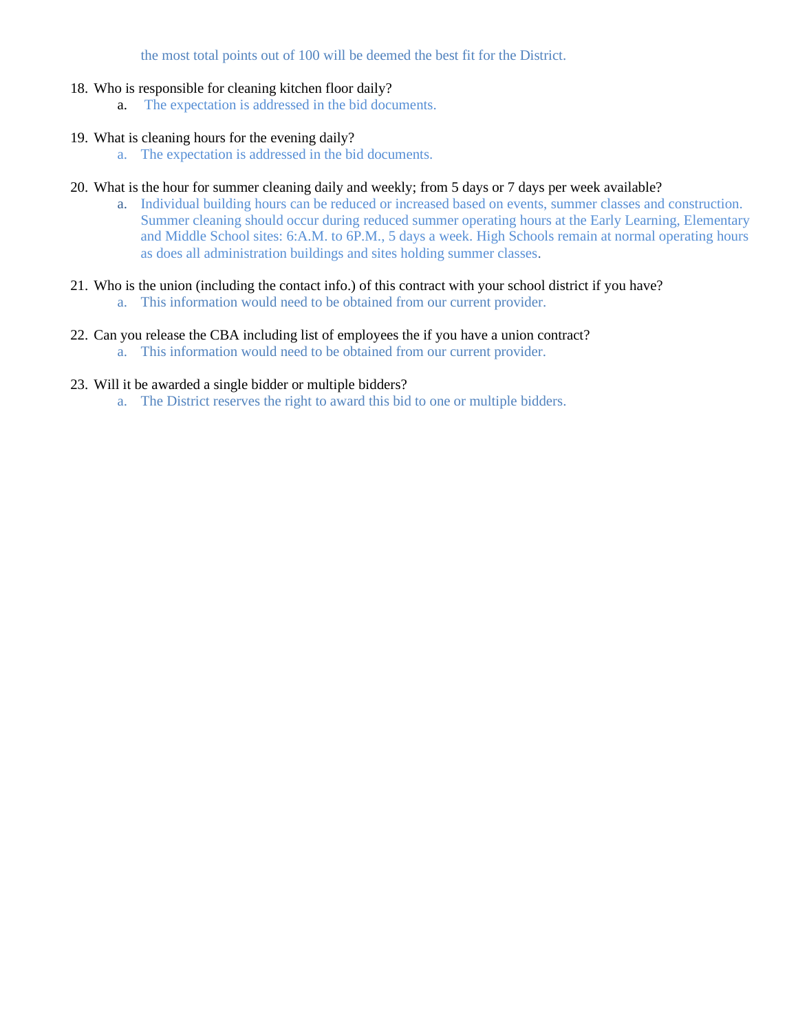the most total points out of 100 will be deemed the best fit for the District.

18. Who is responsible for cleaning kitchen floor daily?
    a. The expectation is addressed in the bid documents.

19. What is cleaning hours for the evening daily?
    a. The expectation is addressed in the bid documents.

20. What is the hour for summer cleaning daily and weekly; from 5 days or 7 days per week available?
    a. Individual building hours can be reduced or increased based on events, summer classes and construction. Summer cleaning should occur during reduced summer operating hours at the Early Learning, Elementary and Middle School sites: 6:A.M. to 6P.M., 5 days a week. High Schools remain at normal operating hours as does all administration buildings and sites holding summer classes.

21. Who is the union (including the contact info.) of this contract with your school district if you have?
    a. This information would need to be obtained from our current provider.

22. Can you release the CBA including list of employees the if you have a union contract?
    a. This information would need to be obtained from our current provider.

23. Will it be awarded a single bidder or multiple bidders?
    a. The District reserves the right to award this bid to one or multiple bidders.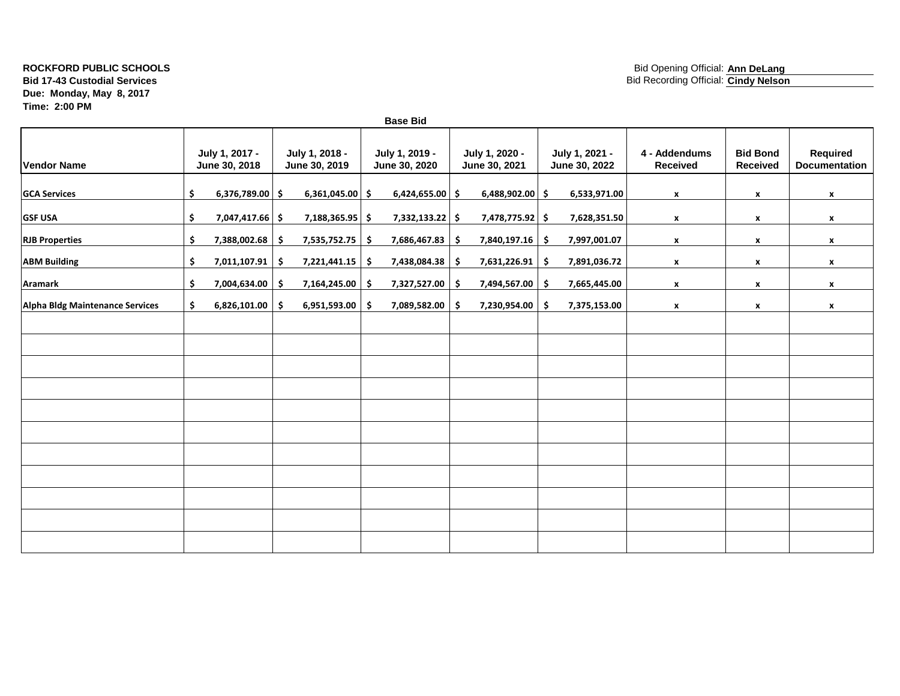**ROCKFORD PUBLIC SCHOOLS**
**Bid 17-43 Custodial Services**
**Due: Monday, May 8, 2017**
**Time: 2:00 PM**

Bid Opening Official: **Ann DeLang**
Bid Recording Official: **Cindy Nelson**

**Base Bid**

| Vendor Name | July 1, 2017 - June 30, 2018 | July 1, 2018 - June 30, 2019 | July 1, 2019 - June 30, 2020 | July 1, 2020 - June 30, 2021 | July 1, 2021 - June 30, 2022 | 4 - Addendums Received | Bid Bond Received | Required Documentation |
|---|---|---|---|---|---|---|---|---|
| GCA Services | $ 6,376,789.00 | $ 6,361,045.00 | $ 6,424,655.00 | $ 6,488,902.00 | $ 6,533,971.00 | x | x | x |
| GSF USA | $ 7,047,417.66 | $ 7,188,365.95 | $ 7,332,133.22 | $ 7,478,775.92 | $ 7,628,351.50 | x | x | x |
| RJB Properties | $ 7,388,002.68 | $ 7,535,752.75 | $ 7,686,467.83 | $ 7,840,197.16 | $ 7,997,001.07 | x | x | x |
| ABM Building | $ 7,011,107.91 | $ 7,221,441.15 | $ 7,438,084.38 | $ 7,631,226.91 | $ 7,891,036.72 | x | x | x |
| Aramark | $ 7,004,634.00 | $ 7,164,245.00 | $ 7,327,527.00 | $ 7,494,567.00 | $ 7,665,445.00 | x | x | x |
| Alpha Bldg Maintenance Services | $ 6,826,101.00 | $ 6,951,593.00 | $ 7,089,582.00 | $ 7,230,954.00 | $ 7,375,153.00 | x | x | x |